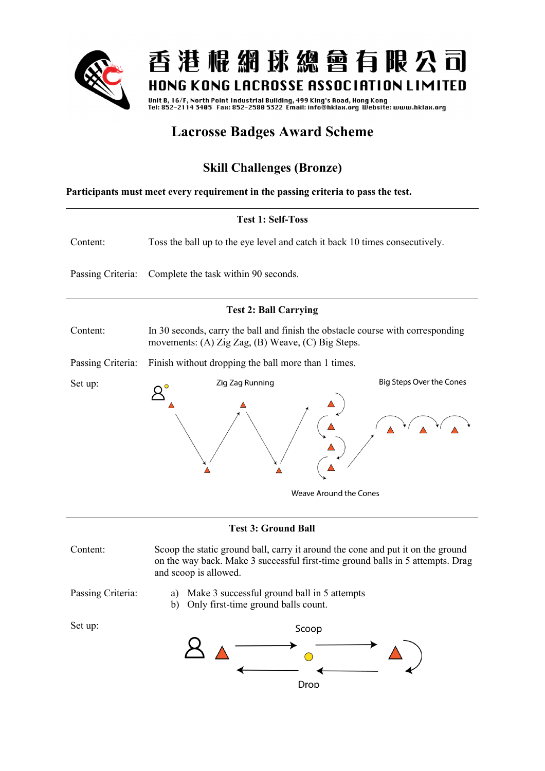香港棍網球總會有限公司

HONG KONG LACROSSE ASSOCIATION LIMITED

Unit B, 16/F, North Point Industrial Building, 499 King's Road, Hong Kong
Tel: 852-2114 3405 Fax: 852-2580 5322 Email: info@hklax.org Website: www.hklax.org

# Lacrosse Badges Award Scheme

## Skill Challenges (Bronze)

**Participants must meet every requirement in the passing criteria to pass the test.**

---

### Test 1: Self-Toss

Content: Toss the ball up to the eye level and catch it back 10 times consecutively.

Passing Criteria: Complete the task within 90 seconds.

---

### Test 2: Ball Carrying

Content: In 30 seconds, carry the ball and finish the obstacle course with corresponding movements: (A) Zig Zag, (B) Weave, (C) Big Steps.

Passing Criteria: Finish without dropping the ball more than 1 times.

Set up:

Zig Zag Running

Big Steps Over the Cones

Weave Around the Cones

---

### Test 3: Ground Ball

Content: Scoop the static ground ball, carry it around the cone and put it on the ground on the way back. Make 3 successful first-time ground balls in 5 attempts. Drag and scoop is allowed.

Passing Criteria:

a) Make 3 successful ground ball in 5 attempts
b) Only first-time ground balls count.

Set up:

Scoop

Drop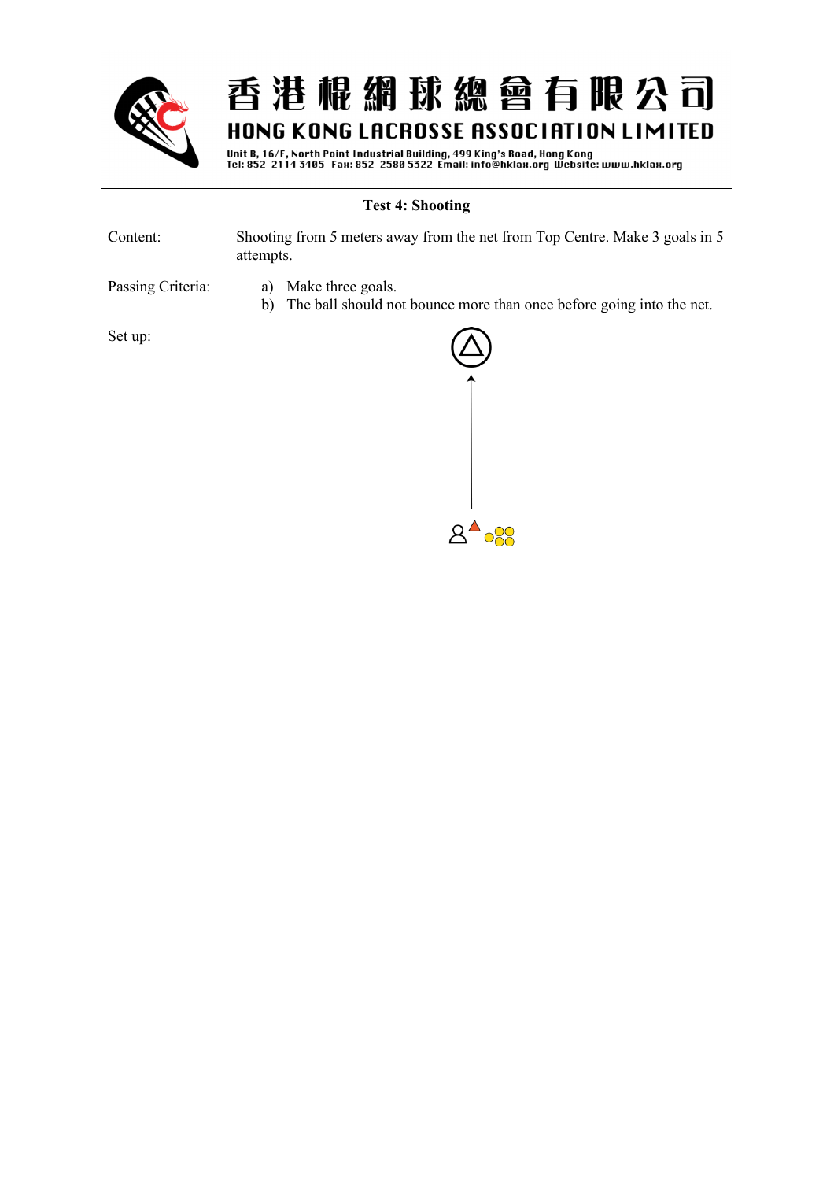### Test 4: Shooting

Content: Shooting from 5 meters away from the net from Top Centre. Make 3 goals in 5 attempts.

Passing Criteria:

a) Make three goals.
b) The ball should not bounce more than once before going into the net.

Set up: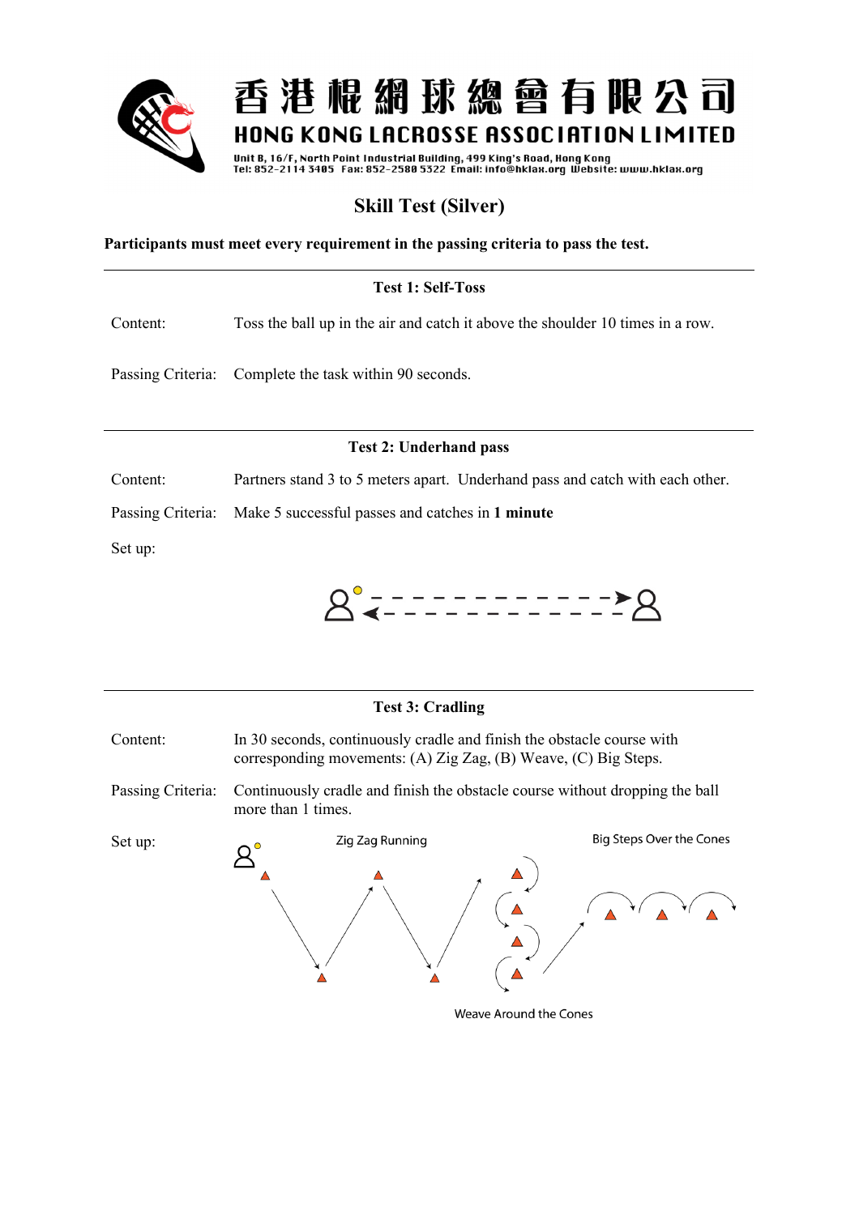# 香港棍網球總會有限公司
## HONG KONG LACROSSE ASSOCIATION LIMITED

Unit B, 16/F, North Point Industrial Building, 499 King's Road, Hong Kong
Tel: 852-2114 3405 Fax: 852-2580 5322 Email: info@hklax.org Website: www.hklax.org

## Skill Test (Silver)

**Participants must meet every requirement in the passing criteria to pass the test.**

---

### Test 1: Self-Toss

Content: Toss the ball up in the air and catch it above the shoulder 10 times in a row.

Passing Criteria: Complete the task within 90 seconds.

---

### Test 2: Underhand pass

Content: Partners stand 3 to 5 meters apart. Underhand pass and catch with each other.

Passing Criteria: Make 5 successful passes and catches in **1 minute**

Set up:

---

### Test 3: Cradling

Content: In 30 seconds, continuously cradle and finish the obstacle course with corresponding movements: (A) Zig Zag, (B) Weave, (C) Big Steps.

Passing Criteria: Continuously cradle and finish the obstacle course without dropping the ball more than 1 times.

Set up:

Zig Zag Running

Big Steps Over the Cones

Weave Around the Cones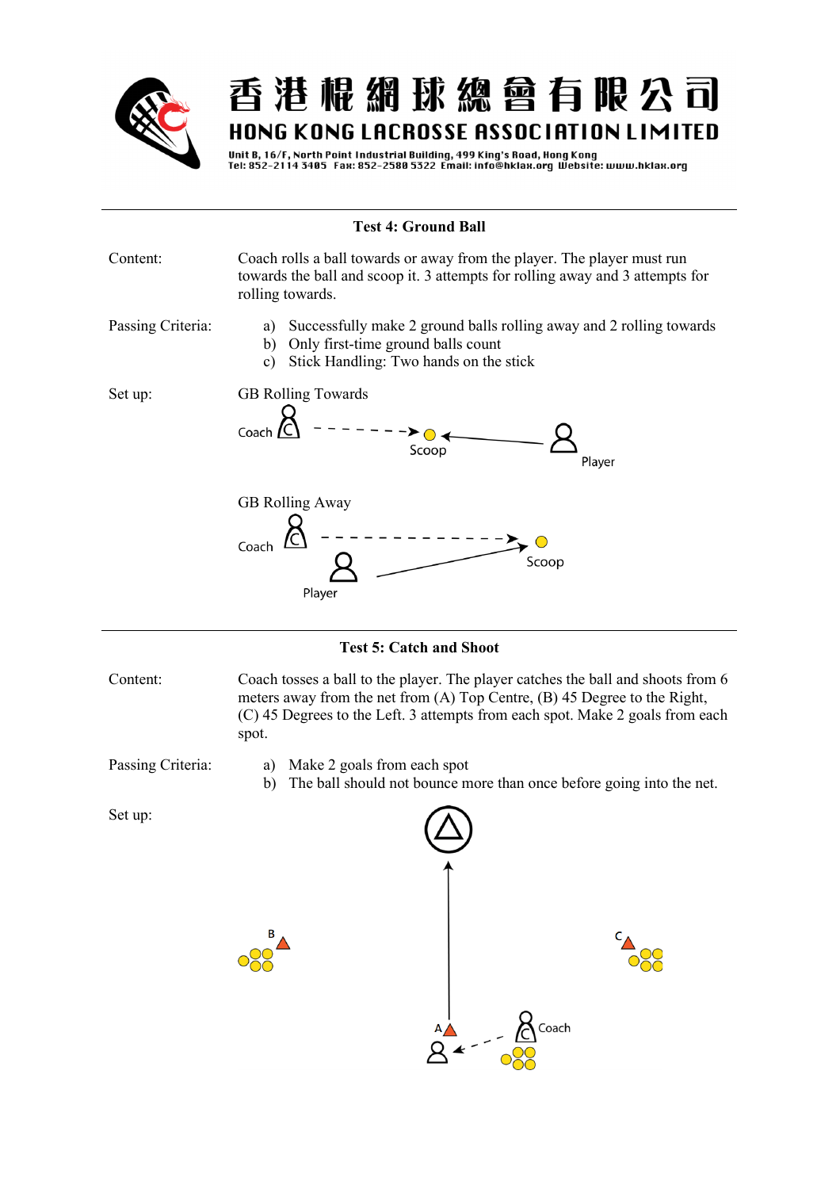香港棍網球總會有限公司

HONG KONG LACROSSE ASSOCIATION LIMITED

Unit B, 16/F, North Point Industrial Building, 499 King's Road, Hong Kong
Tel: 852-2114 3405 Fax: 852-2580 5322 Email: info@hklax.org Website: www.hklax.org

---

## Test 4: Ground Ball

**Content:** Coach rolls a ball towards or away from the player. The player must run towards the ball and scoop it. 3 attempts for rolling away and 3 attempts for rolling towards.

**Passing Criteria:**

a) Successfully make 2 ground balls rolling away and 2 rolling towards
b) Only first-time ground balls count
c) Stick Handling: Two hands on the stick

**Set up:**

GB Rolling Towards

Coach — Scoop — Player

GB Rolling Away

Coach — Player — Scoop

---

## Test 5: Catch and Shoot

**Content:** Coach tosses a ball to the player. The player catches the ball and shoots from 6 meters away from the net from (A) Top Centre, (B) 45 Degree to the Right, (C) 45 Degrees to the Left. 3 attempts from each spot. Make 2 goals from each spot.

**Passing Criteria:**

a) Make 2 goals from each spot
b) The ball should not bounce more than once before going into the net.

**Set up:**

B — A — C — Coach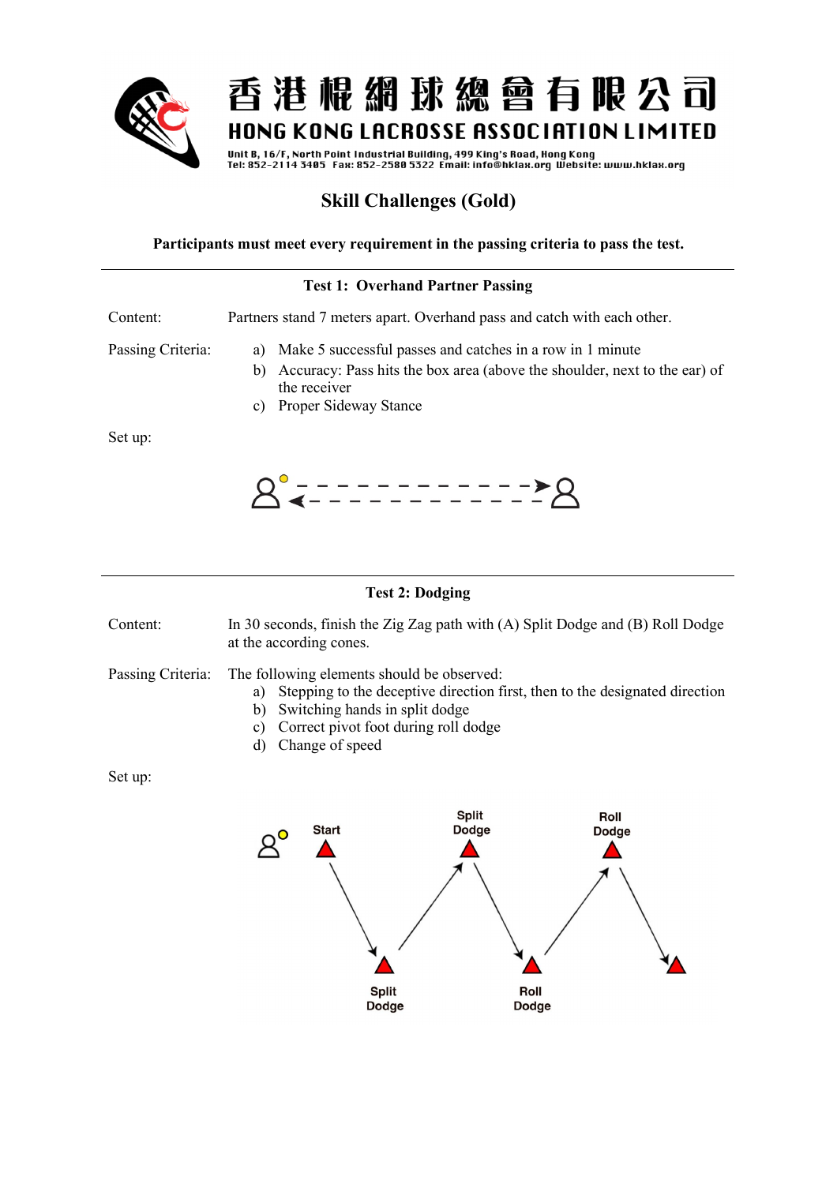香港棍網球總會有限公司

HONG KONG LACROSSE ASSOCIATION LIMITED

Unit B, 16/F, North Point Industrial Building, 499 King's Road, Hong Kong
Tel: 852-2114 3405 Fax: 852-2580 5322 Email: info@hklax.org Website: www.hklax.org

# Skill Challenges (Gold)

**Participants must meet every requirement in the passing criteria to pass the test.**

---

## Test 1: Overhand Partner Passing

Content: Partners stand 7 meters apart. Overhand pass and catch with each other.

Passing Criteria:

a) Make 5 successful passes and catches in a row in 1 minute
b) Accuracy: Pass hits the box area (above the shoulder, next to the ear) of the receiver
c) Proper Sideway Stance

Set up:

---

## Test 2: Dodging

Content: In 30 seconds, finish the Zig Zag path with (A) Split Dodge and (B) Roll Dodge at the according cones.

Passing Criteria: The following elements should be observed:

a) Stepping to the deceptive direction first, then to the designated direction
b) Switching hands in split dodge
c) Correct pivot foot during roll dodge
d) Change of speed

Set up:

Start

Split Dodge

Roll Dodge

Split Dodge

Roll Dodge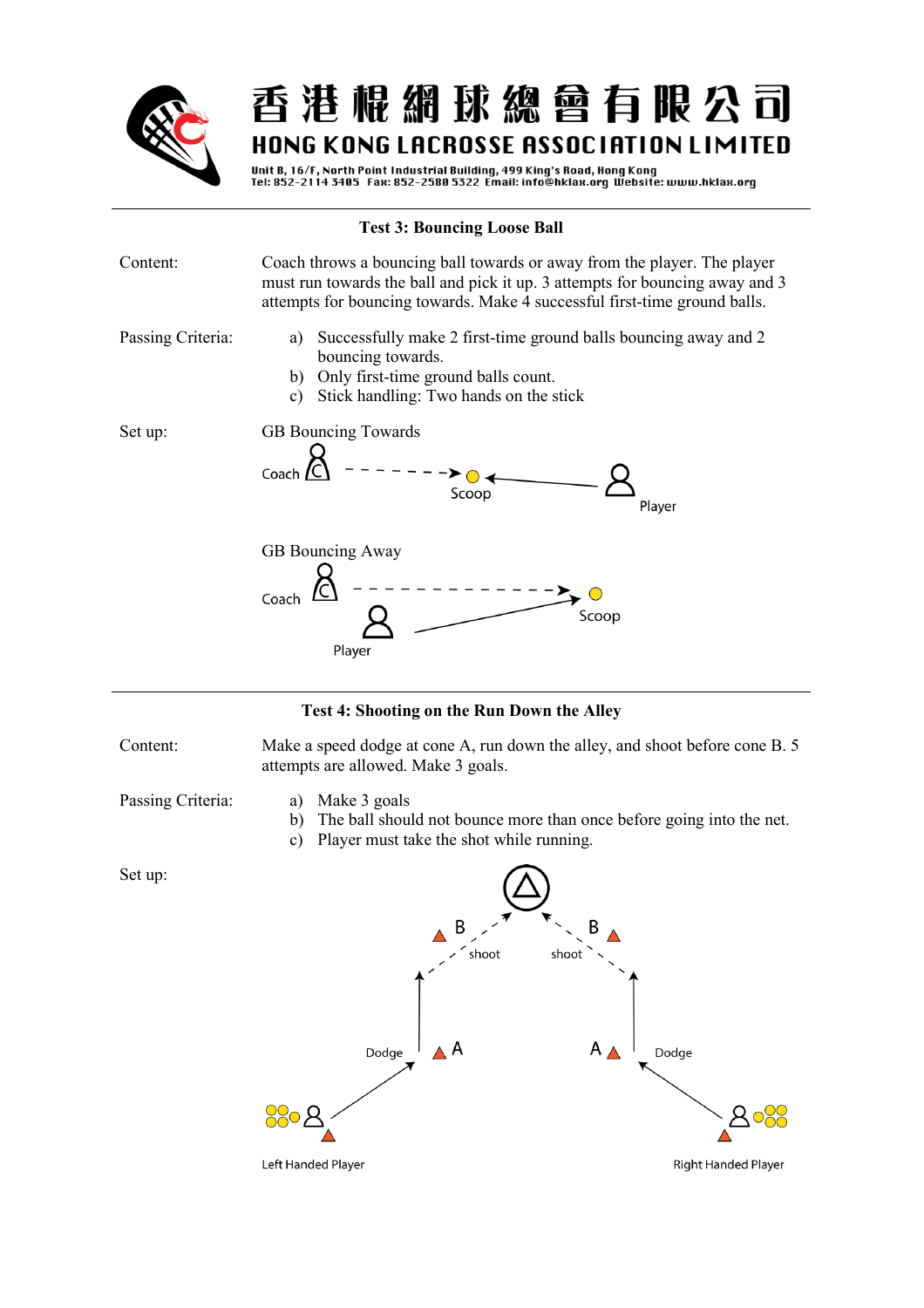## Test 3: Bouncing Loose Ball

Content: Coach throws a bouncing ball towards or away from the player. The player must run towards the ball and pick it up. 3 attempts for bouncing away and 3 attempts for bouncing towards. Make 4 successful first-time ground balls.

Passing Criteria:

a) Successfully make 2 first-time ground balls bouncing away and 2 bouncing towards.
b) Only first-time ground balls count.
c) Stick handling: Two hands on the stick

Set up:

GB Bouncing Towards

Coach — Scoop — Player

GB Bouncing Away

Coach — Player — Scoop

## Test 4: Shooting on the Run Down the Alley

Content: Make a speed dodge at cone A, run down the alley, and shoot before cone B. 5 attempts are allowed. Make 3 goals.

Passing Criteria:

a) Make 3 goals
b) The ball should not bounce more than once before going into the net.
c) Player must take the shot while running.

Set up:

B shoot — shoot B

Dodge A — A Dodge

Left Handed Player — Right Handed Player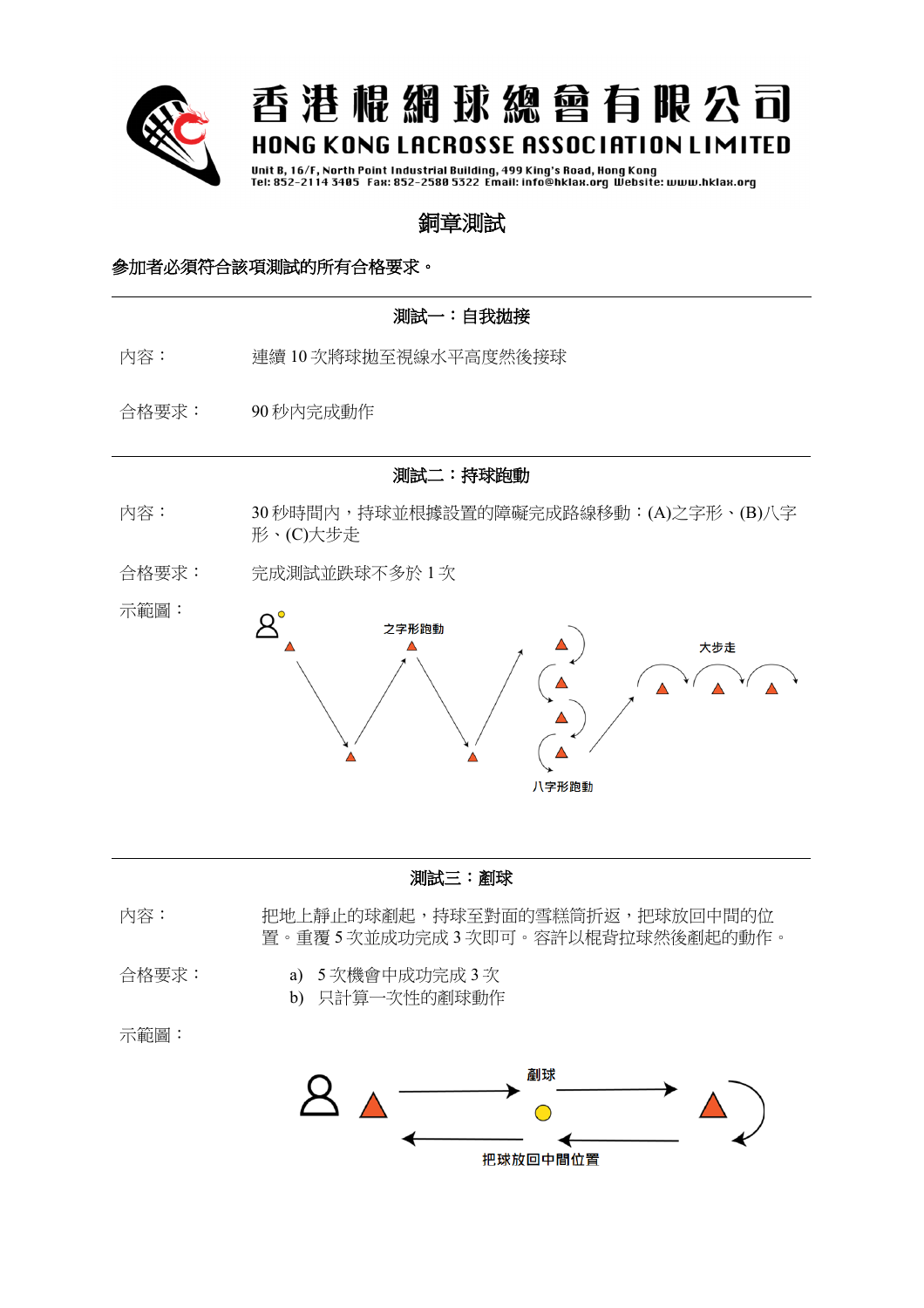# 香港棍網球總會有限公司

**HONG KONG LACROSSE ASSOCIATION LIMITED**

Unit B, 16/F, North Point Industrial Building, 499 King's Road, Hong Kong
Tel: 852-2114 3405 Fax: 852-2580 5322 Email: info@hklax.org Website: www.hklax.org

## 銅章測試

**參加者必須符合該項測試的所有合格要求。**

---

### 測試一：自我拋接

內容： 連續 10 次將球拋至視線水平高度然後接球

合格要求： 90 秒內完成動作

---

### 測試二：持球跑動

內容： 30 秒時間內，持球並根據設置的障礙完成路線移動：(A)之字形、(B)八字形、(C)大步走

合格要求： 完成測試並跌球不多於 1 次

示範圖：

之字形跑動　八字形跑動　大步走

---

### 測試三：剷球

內容： 把地上靜止的球剷起，持球至對面的雪糕筒折返，把球放回中間的位置。重覆 5 次並成功完成 3 次即可。容許以棍背拉球然後剷起的動作。

合格要求：

a) 5 次機會中成功完成 3 次
b) 只計算一次性的剷球動作

示範圖：

剷球　把球放回中間位置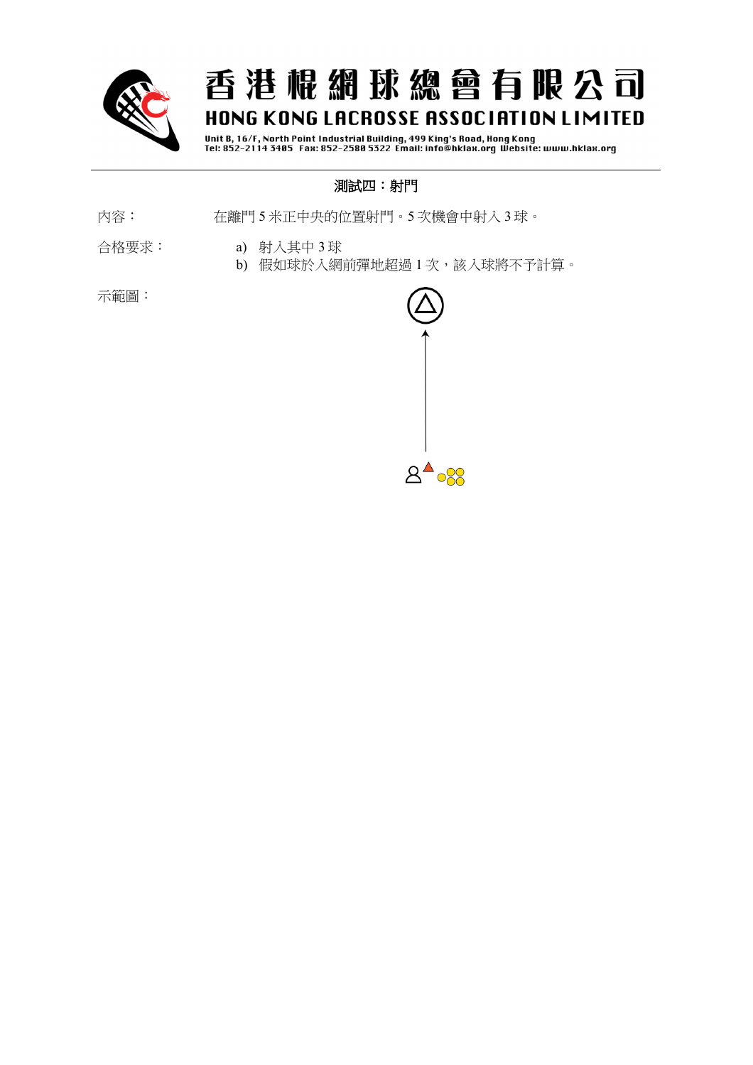## 測試四：射門

內容： 在離門 5 米正中央的位置射門。5 次機會中射入 3 球。

合格要求：

a) 射入其中 3 球
b) 假如球於入網前彈地超過 1 次，該入球將不予計算。

示範圖：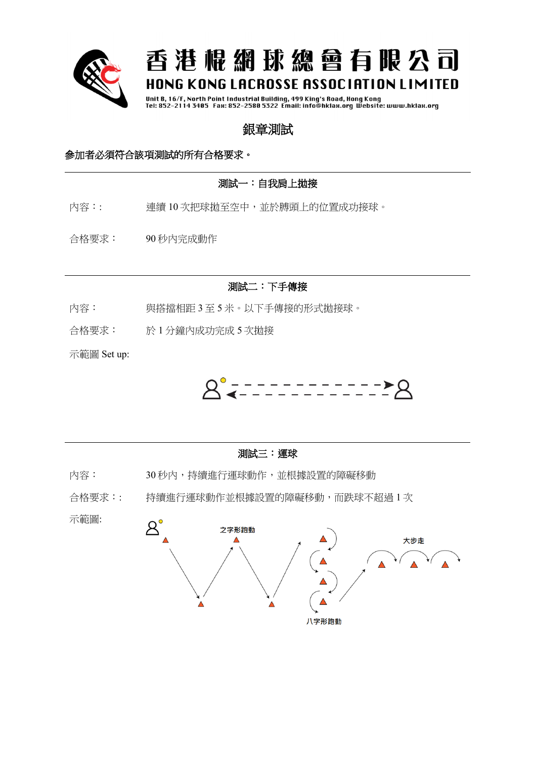# 銀章測試

**參加者必須符合該項測試的所有合格要求。**

---

### 測試一：自我肩上拋接

內容：: 連續 10 次把球拋至空中，並於膊頭上的位置成功接球。

合格要求： 90 秒內完成動作

---

### 測試二：下手傳接

內容： 與搭擋相距 3 至 5 米。以下手傳接的形式拋接球。

合格要求： 於 1 分鐘內成功完成 5 次拋接

示範圖 Set up:

---

### 測試三：運球

內容： 30 秒內，持續進行運球動作，並根據設置的障礙移動

合格要求：: 持續進行運球動作並根據設置的障礙移動，而跌球不超過 1 次

示範圖:

之字形跑動

八字形跑動

大步走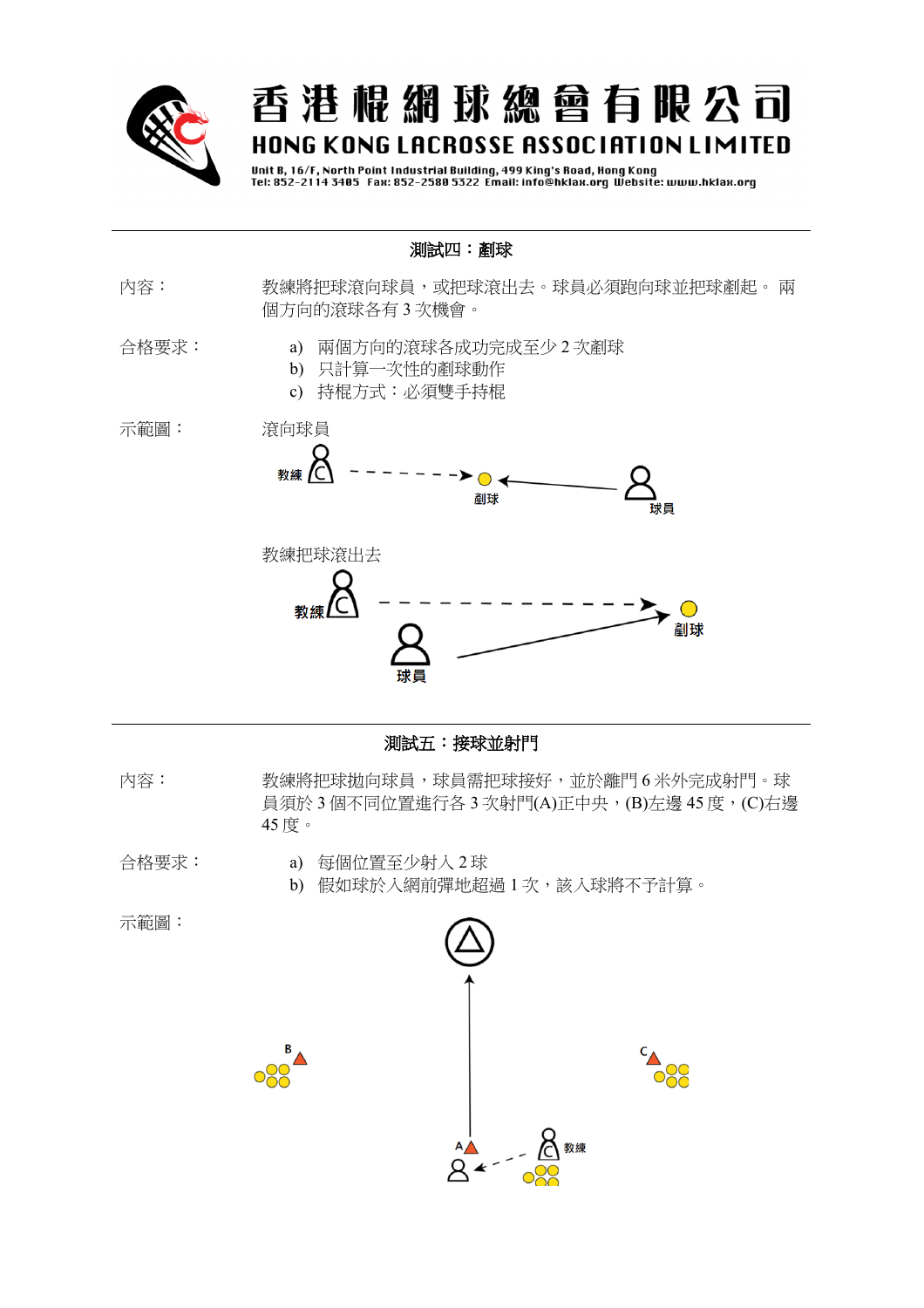香港棍網球總會有限公司
HONG KONG LACROSSE ASSOCIATION LIMITED
Unit B, 16/F, North Point Industrial Building, 499 King's Road, Hong Kong
Tel: 852-2114 3405 Fax: 852-2580 5322 Email: info@hklax.org Website: www.hklax.org

---

## 測試四：剷球

內容：教練將把球滾向球員，或把球滾出去。球員必須跑向球並把球剷起。 兩個方向的滾球各有 3 次機會。

合格要求：

a) 兩個方向的滾球各成功完成至少 2 次剷球
b) 只計算一次性的剷球動作
c) 持棍方式：必須雙手持棍

示範圖：

滾向球員

教練 剷球 球員

教練把球滾出去

教練 剷球 球員

---

## 測試五：接球並射門

內容：教練將把球拋向球員，球員需把球接好，並於離門 6 米外完成射門。球員須於 3 個不同位置進行各 3 次射門(A)正中央，(B)左邊 45 度，(C)右邊 45 度。

合格要求：

a) 每個位置至少射入 2 球
b) 假如球於入網前彈地超過 1 次，該入球將不予計算。

示範圖：

B C A 教練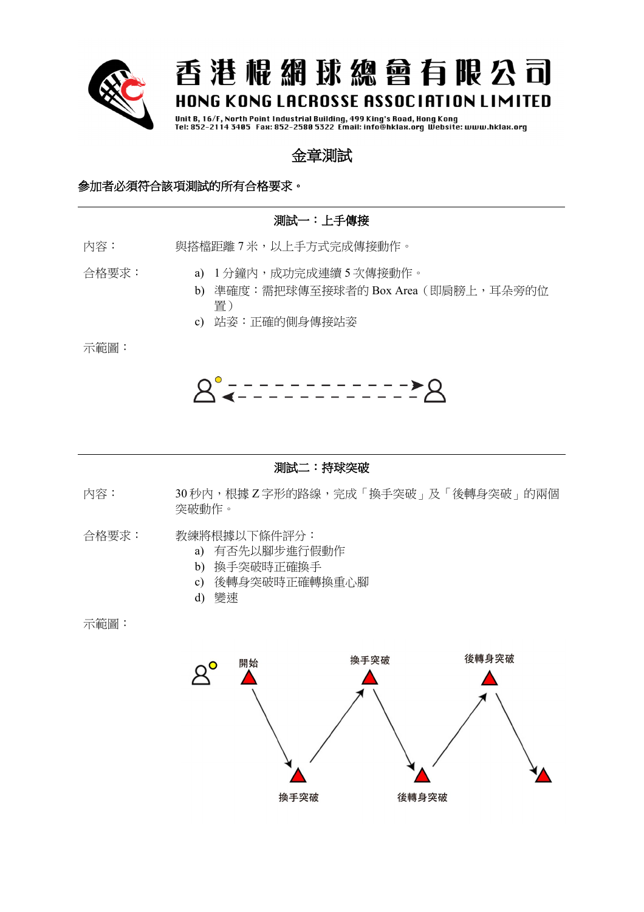# 金章測試

**參加者必須符合該項測試的所有合格要求。**

---

### 測試一：上手傳接

內容： 與搭檔距離 7 米，以上手方式完成傳接動作。

合格要求：

a) 1 分鐘內，成功完成連續 5 次傳接動作。
b) 準確度：需把球傳至接球者的 Box Area（即肩膀上，耳朵旁的位置）
c) 站姿：正確的側身傳接站姿

示範圖：

---

### 測試二：持球突破

內容： 30 秒內，根據 Z 字形的路線，完成「換手突破」及「後轉身突破」的兩個突破動作。

合格要求： 教練將根據以下條件評分：

a) 有否先以腳步進行假動作
b) 換手突破時正確換手
c) 後轉身突破時正確轉換重心腳
d) 變速

示範圖：

開始　換手突破　換手突破　後轉身突破　後轉身突破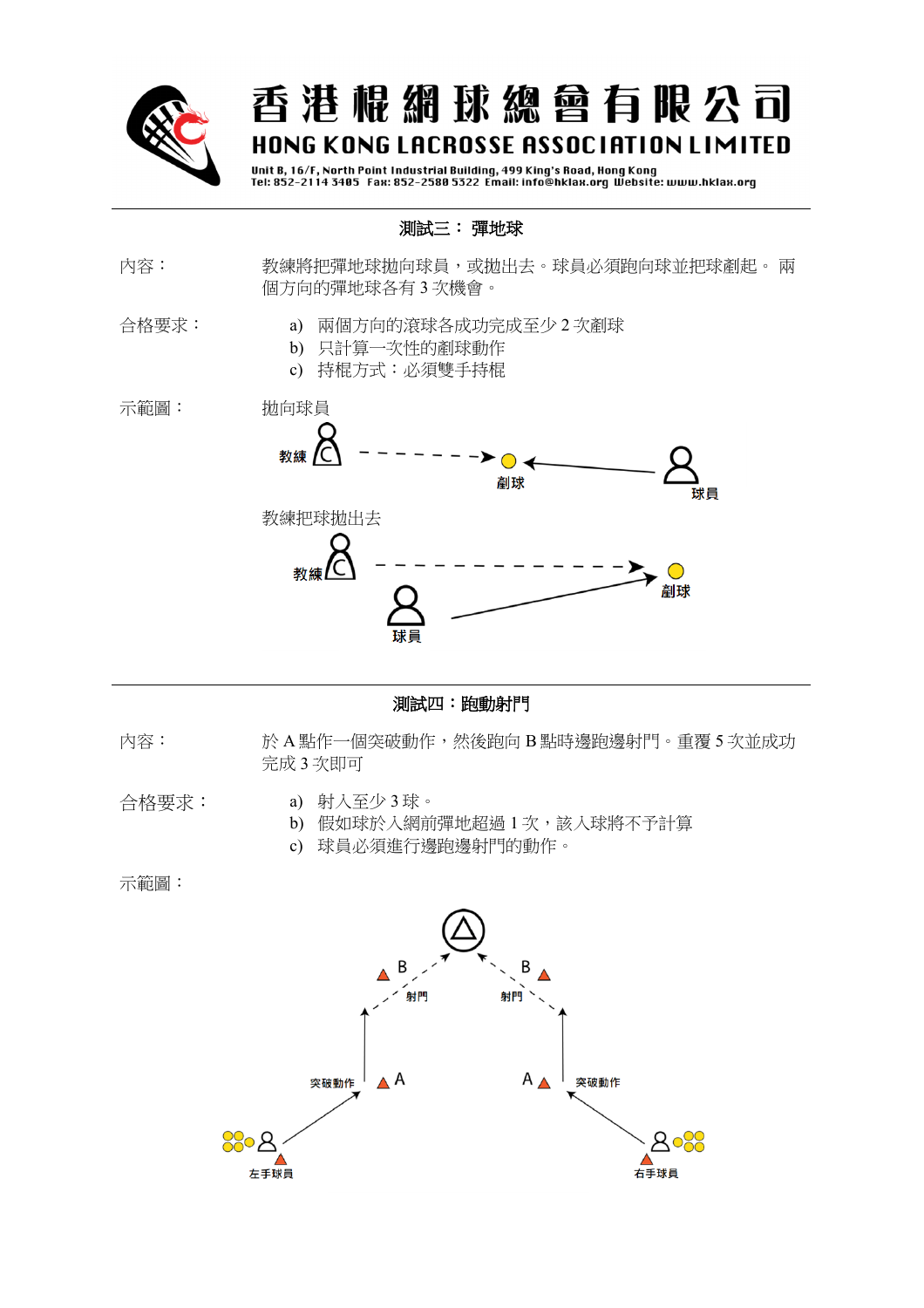## 測試三： 彈地球

內容： 教練將把彈地球拋向球員，或拋出去。球員必須跑向球並把球剷起。 兩個方向的彈地球各有 3 次機會。

合格要求：

a) 兩個方向的滾球各成功完成至少 2 次剷球
b) 只計算一次性的剷球動作
c) 持棍方式：必須雙手持棍

示範圖：

拋向球員

教練
剷球
球員

教練把球拋出去

教練
剷球
球員

## 測試四：跑動射門

內容： 於 A 點作一個突破動作，然後跑向 B 點時邊跑邊射門。重覆 5 次並成功完成 3 次即可

合格要求：

a) 射入至少 3 球。
b) 假如球於入網前彈地超過 1 次，該入球將不予計算
c) 球員必須進行邊跑邊射門的動作。

示範圖：

B
射門
B
射門
突破動作
A
A
突破動作
左手球員
右手球員